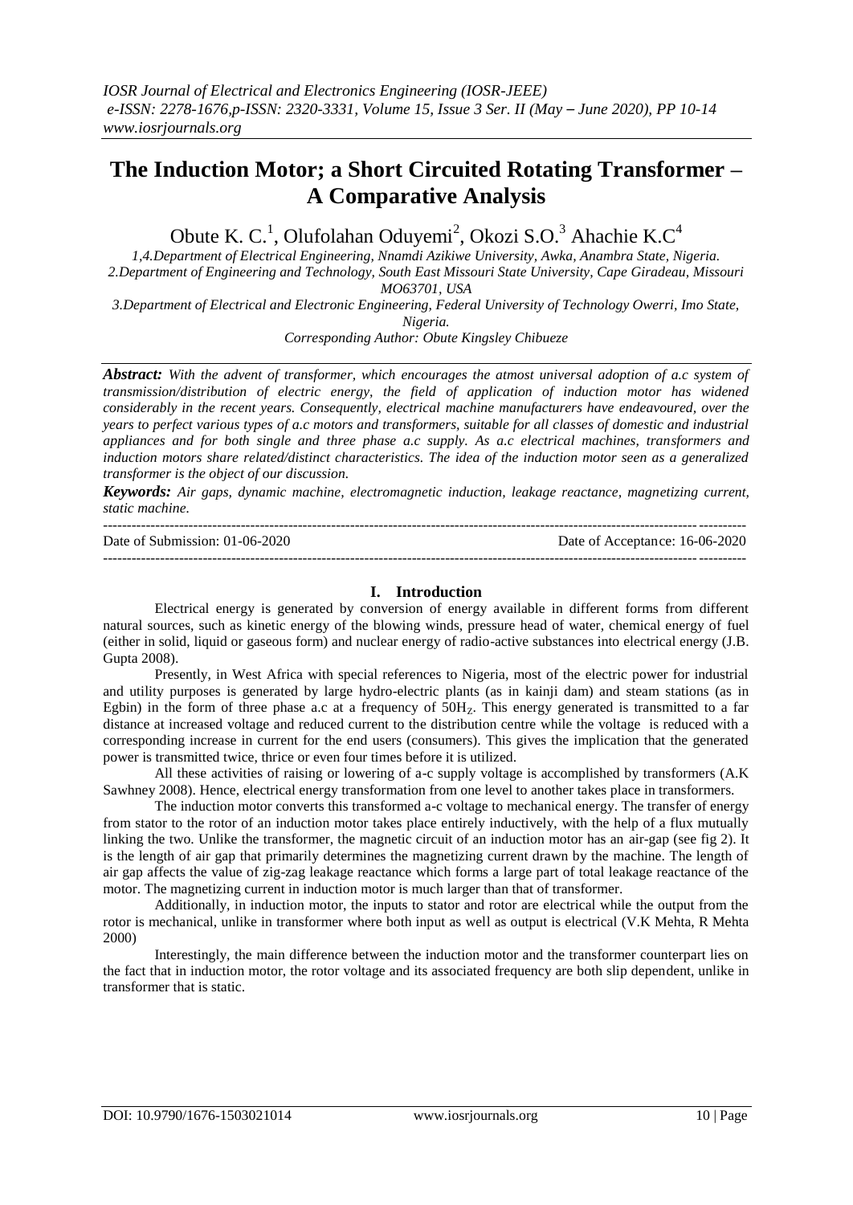# The Induction Motor; a Short Circuited Rotating Transformer – A Comparative Analysis

Obute K. C.[1], Olufolahan Oduyemi[2], Okozi S.O.[3] Ahachie K.C[4]

*1,4.Department of Electrical Engineering, Nnamdi Azikiwe University, Awka, Anambra State, Nigeria.*
*2.Department of Engineering and Technology, South East Missouri State University, Cape Giradeau, Missouri MO63701, USA*
*3.Department of Electrical and Electronic Engineering, Federal University of Technology Owerri, Imo State, Nigeria.*
*Corresponding Author: Obute Kingsley Chibueze*

***Abstract:*** *With the advent of transformer, which encourages the atmost universal adoption of a.c system of transmission/distribution of electric energy, the field of application of induction motor has widened considerably in the recent years. Consequently, electrical machine manufacturers have endeavoured, over the years to perfect various types of a.c motors and transformers, suitable for all classes of domestic and industrial appliances and for both single and three phase a.c supply. As a.c electrical machines, transformers and induction motors share related/distinct characteristics. The idea of the induction motor seen as a generalized transformer is the object of our discussion.*

***Keywords:*** *Air gaps, dynamic machine, electromagnetic induction, leakage reactance, magnetizing current, static machine.*

---

Date of Submission: 01-06-2020 Date of Acceptance: 16-06-2020

---

## I. Introduction

Electrical energy is generated by conversion of energy available in different forms from different natural sources, such as kinetic energy of the blowing winds, pressure head of water, chemical energy of fuel (either in solid, liquid or gaseous form) and nuclear energy of radio-active substances into electrical energy (J.B. Gupta 2008).

Presently, in West Africa with special references to Nigeria, most of the electric power for industrial and utility purposes is generated by large hydro-electric plants (as in kainji dam) and steam stations (as in Egbin) in the form of three phase a.c at a frequency of $50H_Z$. This energy generated is transmitted to a far distance at increased voltage and reduced current to the distribution centre while the voltage is reduced with a corresponding increase in current for the end users (consumers). This gives the implication that the generated power is transmitted twice, thrice or even four times before it is utilized.

All these activities of raising or lowering of a-c supply voltage is accomplished by transformers (A.K Sawhney 2008). Hence, electrical energy transformation from one level to another takes place in transformers.

The induction motor converts this transformed a-c voltage to mechanical energy. The transfer of energy from stator to the rotor of an induction motor takes place entirely inductively, with the help of a flux mutually linking the two. Unlike the transformer, the magnetic circuit of an induction motor has an air-gap (see fig 2). It is the length of air gap that primarily determines the magnetizing current drawn by the machine. The length of air gap affects the value of zig-zag leakage reactance which forms a large part of total leakage reactance of the motor. The magnetizing current in induction motor is much larger than that of transformer.

Additionally, in induction motor, the inputs to stator and rotor are electrical while the output from the rotor is mechanical, unlike in transformer where both input as well as output is electrical (V.K Mehta, R Mehta 2000)

Interestingly, the main difference between the induction motor and the transformer counterpart lies on the fact that in induction motor, the rotor voltage and its associated frequency are both slip dependent, unlike in transformer that is static.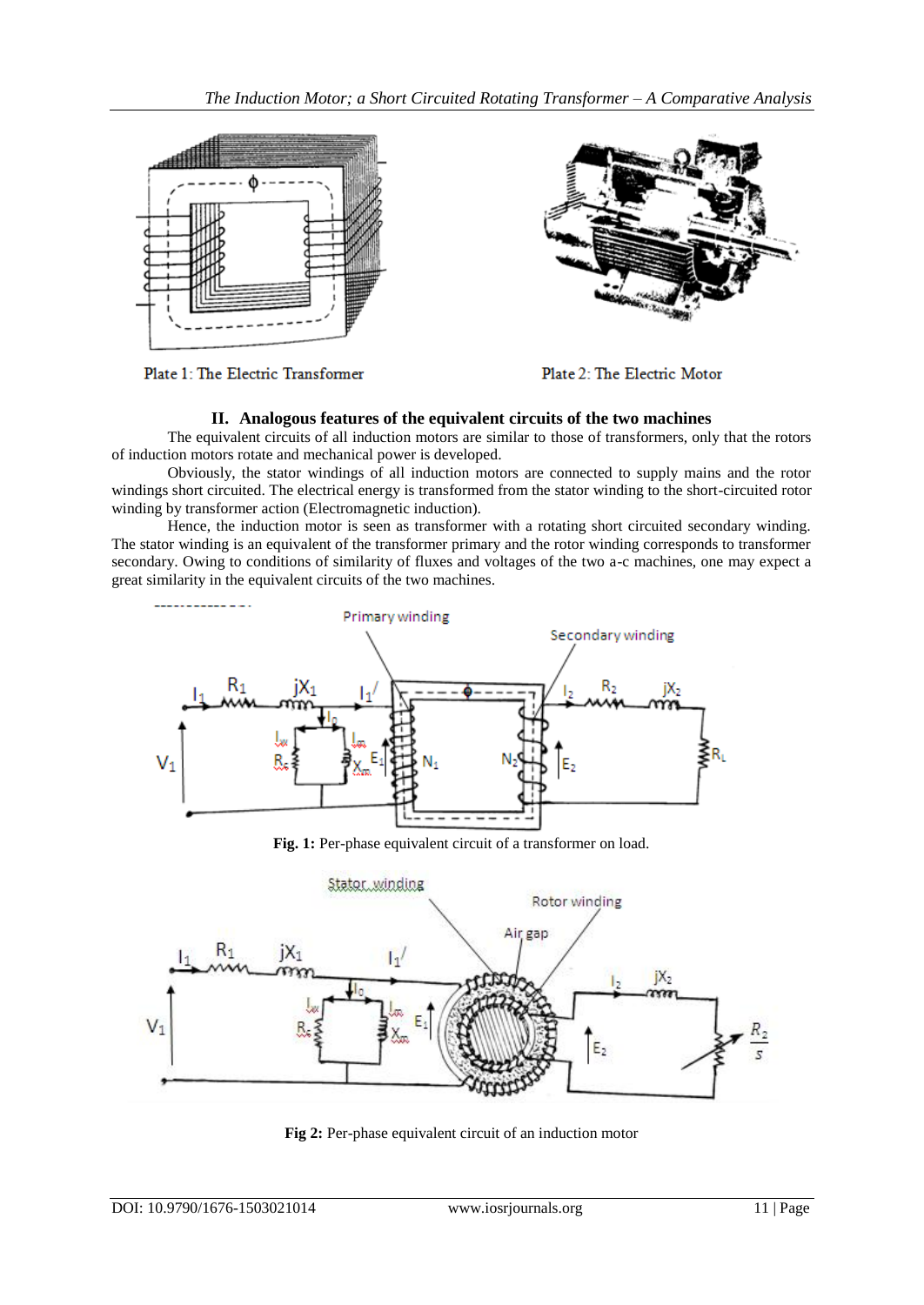Plate 1: The Electric Transformer

Plate 2: The Electric Motor

## II. Analogous features of the equivalent circuits of the two machines

The equivalent circuits of all induction motors are similar to those of transformers, only that the rotors of induction motors rotate and mechanical power is developed.

Obviously, the stator windings of all induction motors are connected to supply mains and the rotor windings short circuited. The electrical energy is transformed from the stator winding to the short-circuited rotor winding by transformer action (Electromagnetic induction).

Hence, the induction motor is seen as transformer with a rotating short circuited secondary winding. The stator winding is an equivalent of the transformer primary and the rotor winding corresponds to transformer secondary. Owing to conditions of similarity of fluxes and voltages of the two a-c machines, one may expect a great similarity in the equivalent circuits of the two machines.

**Fig. 1:** Per-phase equivalent circuit of a transformer on load.

**Fig 2:** Per-phase equivalent circuit of an induction motor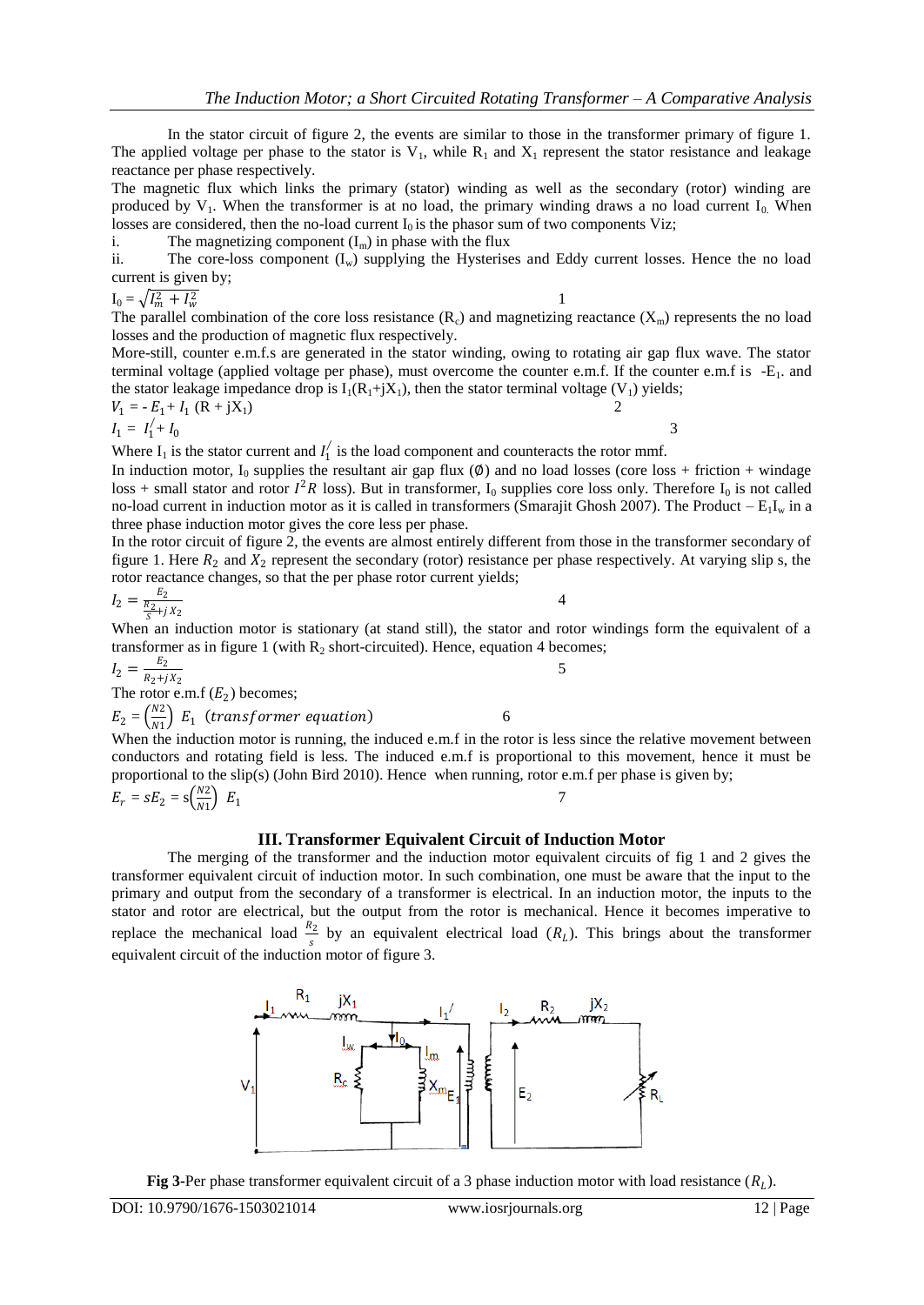In the stator circuit of figure 2, the events are similar to those in the transformer primary of figure 1. The applied voltage per phase to the stator is $V_1$, while $R_1$ and $X_1$ represent the stator resistance and leakage reactance per phase respectively.

The magnetic flux which links the primary (stator) winding as well as the secondary (rotor) winding are produced by $V_1$. When the transformer is at no load, the primary winding draws a no load current $I_0$. When losses are considered, then the no-load current $I_0$ is the phasor sum of two components Viz;

i. The magnetizing component ($I_m$) in phase with the flux

ii. The core-loss component ($I_w$) supplying the Hysterises and Eddy current losses. Hence the no load current is given by;

$$I_0 = \sqrt{I_m^2 + I_w^2} \qquad 1$$

The parallel combination of the core loss resistance ($R_c$) and magnetizing reactance ($X_m$) represents the no load losses and the production of magnetic flux respectively.

More-still, counter e.m.f.s are generated in the stator winding, owing to rotating air gap flux wave. The stator terminal voltage (applied voltage per phase), must overcome the counter e.m.f. If the counter e.m.f is $-E_1$. and the stator leakage impedance drop is $I_1(R_1+jX_1)$, then the stator terminal voltage ($V_1$) yields;

$$V_1 = -E_1 + I_1\,(R + jX_1) \qquad 2$$

$$I_1 = I_1^{/} + I_0 \qquad 3$$

Where $I_1$ is the stator current and $I_1^{/}$ is the load component and counteracts the rotor mmf.

In induction motor, $I_0$ supplies the resultant air gap flux ($\emptyset$) and no load losses (core loss + friction + windage loss + small stator and rotor $I^2R$ loss). But in transformer, $I_0$ supplies core loss only. Therefore $I_0$ is not called no-load current in induction motor as it is called in transformers (Smarajit Ghosh 2007). The Product $-E_1I_w$ in a three phase induction motor gives the core less per phase.

In the rotor circuit of figure 2, the events are almost entirely different from those in the transformer secondary of figure 1. Here $R_2$ and $X_2$ represent the secondary (rotor) resistance per phase respectively. At varying slip s, the rotor reactance changes, so that the per phase rotor current yields;

$$I_2 = \frac{E_2}{\frac{R_2}{s} + jX_2} \qquad 4$$

When an induction motor is stationary (at stand still), the stator and rotor windings form the equivalent of a transformer as in figure 1 (with $R_2$ short-circuited). Hence, equation 4 becomes;

$$I_2 = \frac{E_2}{R_2 + jX_2} \qquad 5$$

The rotor e.m.f ($E_2$) becomes;

$$E_2 = \left(\frac{N2}{N1}\right) E_1 \ \ (transformer\ equation) \qquad 6$$

When the induction motor is running, the induced e.m.f in the rotor is less since the relative movement between conductors and rotating field is less. The induced e.m.f is proportional to this movement, hence it must be proportional to the slip(s) (John Bird 2010). Hence when running, rotor e.m.f per phase is given by;

$$E_r = sE_2 = s\left(\frac{N2}{N1}\right) E_1 \qquad 7$$

## III. Transformer Equivalent Circuit of Induction Motor

The merging of the transformer and the induction motor equivalent circuits of fig 1 and 2 gives the transformer equivalent circuit of induction motor. In such combination, one must be aware that the input to the primary and output from the secondary of a transformer is electrical. In an induction motor, the inputs to the stator and rotor are electrical, but the output from the rotor is mechanical. Hence it becomes imperative to replace the mechanical load $\frac{R_2}{s}$ by an equivalent electrical load ($R_L$). This brings about the transformer equivalent circuit of the induction motor of figure 3.

**Fig 3**-Per phase transformer equivalent circuit of a 3 phase induction motor with load resistance ($R_L$).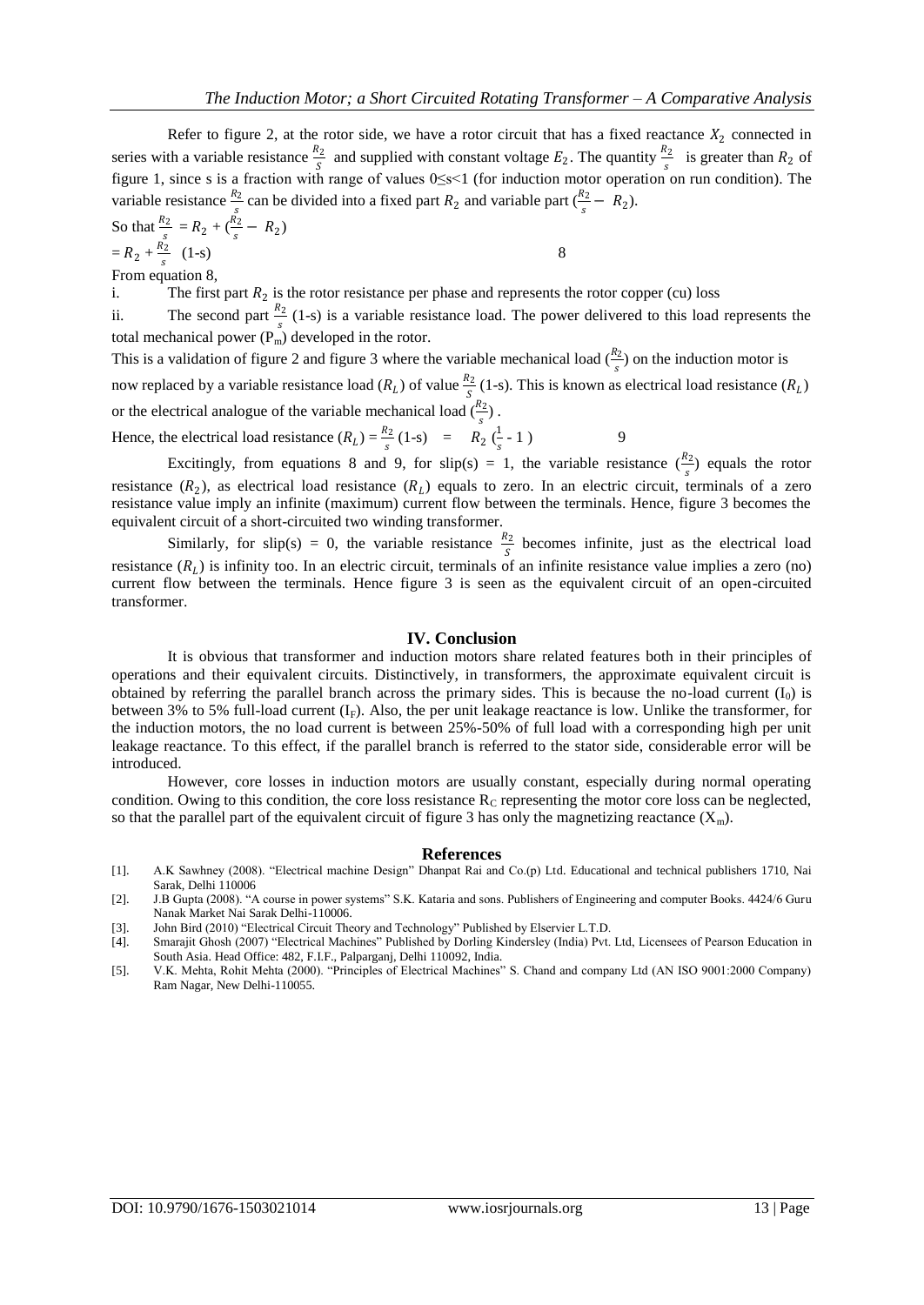Refer to figure 2, at the rotor side, we have a rotor circuit that has a fixed reactance $X_2$ connected in series with a variable resistance $\frac{R_2}{S}$ and supplied with constant voltage $E_2$. The quantity $\frac{R_2}{s}$ is greater than $R_2$ of figure 1, since s is a fraction with range of values $0 \leq s < 1$ (for induction motor operation on run condition). The variable resistance $\frac{R_2}{s}$ can be divided into a fixed part $R_2$ and variable part $(\frac{R_2}{s} - R_2)$.

So that $\frac{R_2}{s} = R_2 + (\frac{R_2}{s} - R_2)$

$$= R_2 + \frac{R_2}{s} (1\text{-s}) \qquad 8$$

From equation 8,

i. The first part $R_2$ is the rotor resistance per phase and represents the rotor copper (cu) loss

ii. The second part $\frac{R_2}{s}$ (1-s) is a variable resistance load. The power delivered to this load represents the total mechanical power ($P_m$) developed in the rotor.

This is a validation of figure 2 and figure 3 where the variable mechanical load $(\frac{R_2}{s})$ on the induction motor is now replaced by a variable resistance load $(R_L)$ of value $\frac{R_2}{S}$ (1-s). This is known as electrical load resistance $(R_L)$ or the electrical analogue of the variable mechanical load $(\frac{R_2}{s})$.

Hence, the electrical load resistance $(R_L) = \frac{R_2}{s}$ (1-s) $= R_2 (\frac{1}{s} - 1)$ 9

Excitingly, from equations 8 and 9, for slip(s) = 1, the variable resistance $(\frac{R_2}{s})$ equals the rotor resistance $(R_2)$, as electrical load resistance $(R_L)$ equals to zero. In an electric circuit, terminals of a zero resistance value imply an infinite (maximum) current flow between the terminals. Hence, figure 3 becomes the equivalent circuit of a short-circuited two winding transformer.

Similarly, for slip(s) = 0, the variable resistance $\frac{R_2}{S}$ becomes infinite, just as the electrical load resistance $(R_L)$ is infinity too. In an electric circuit, terminals of an infinite resistance value implies a zero (no) current flow between the terminals. Hence figure 3 is seen as the equivalent circuit of an open-circuited transformer.

## IV. Conclusion

It is obvious that transformer and induction motors share related features both in their principles of operations and their equivalent circuits. Distinctively, in transformers, the approximate equivalent circuit is obtained by referring the parallel branch across the primary sides. This is because the no-load current ($I_0$) is between 3% to 5% full-load current ($I_F$). Also, the per unit leakage reactance is low. Unlike the transformer, for the induction motors, the no load current is between 25%-50% of full load with a corresponding high per unit leakage reactance. To this effect, if the parallel branch is referred to the stator side, considerable error will be introduced.

However, core losses in induction motors are usually constant, especially during normal operating condition. Owing to this condition, the core loss resistance $R_C$ representing the motor core loss can be neglected, so that the parallel part of the equivalent circuit of figure 3 has only the magnetizing reactance ($X_m$).

## References

[1]. A.K Sawhney (2008). "Electrical machine Design" Dhanpat Rai and Co.(p) Ltd. Educational and technical publishers 1710, Nai Sarak, Delhi 110006

[2]. J.B Gupta (2008). "A course in power systems" S.K. Kataria and sons. Publishers of Engineering and computer Books. 4424/6 Guru Nanak Market Nai Sarak Delhi-110006.

[3]. John Bird (2010) "Electrical Circuit Theory and Technology" Published by Elservier L.T.D.

[4]. Smarajit Ghosh (2007) "Electrical Machines" Published by Dorling Kindersley (India) Pvt. Ltd, Licensees of Pearson Education in South Asia. Head Office: 482, F.I.F., Palparganj, Delhi 110092, India.

[5]. V.K. Mehta, Rohit Mehta (2000). "Principles of Electrical Machines" S. Chand and company Ltd (AN ISO 9001:2000 Company) Ram Nagar, New Delhi-110055.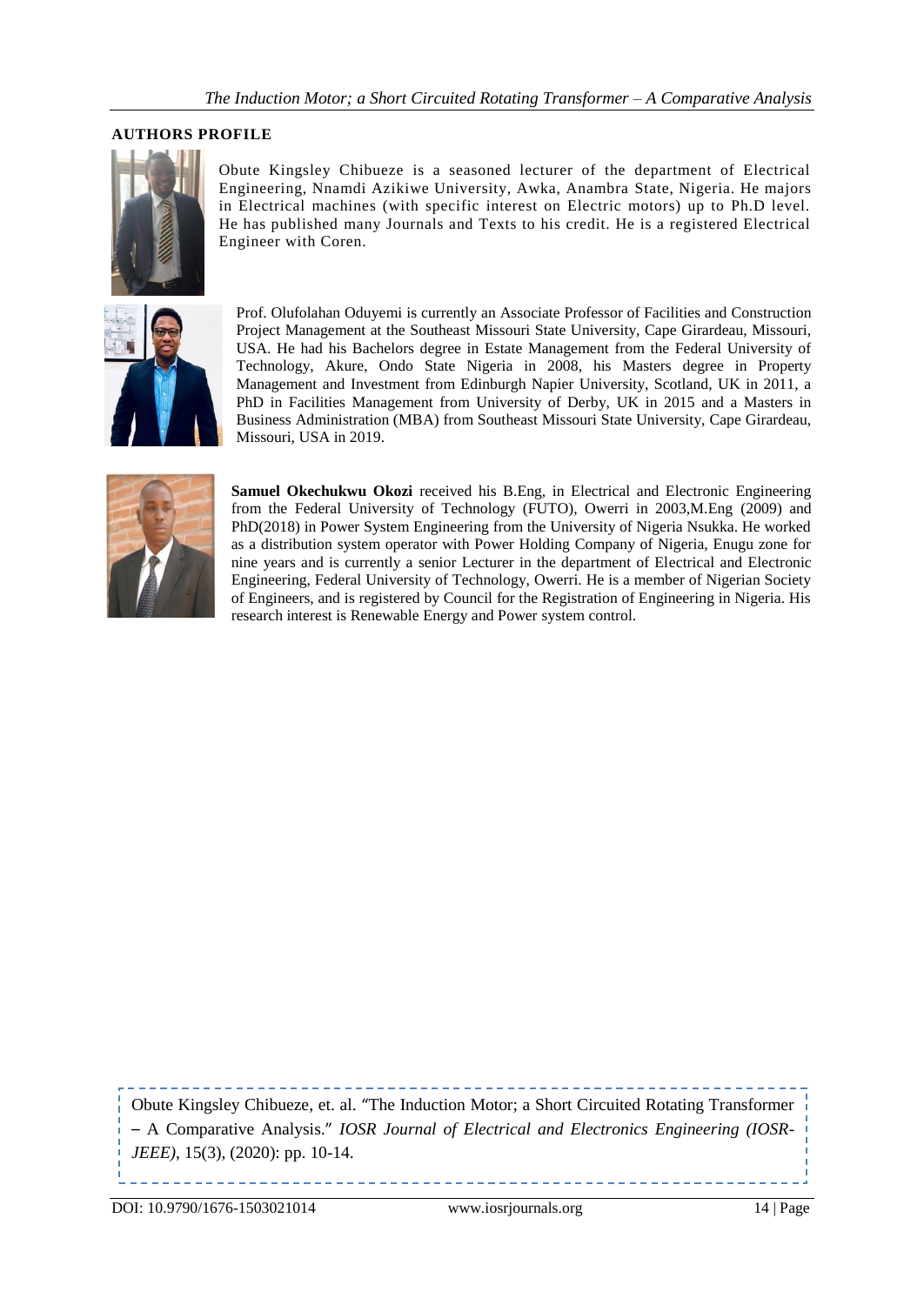**AUTHORS PROFILE**

Obute Kingsley Chibueze is a seasoned lecturer of the department of Electrical Engineering, Nnamdi Azikiwe University, Awka, Anambra State, Nigeria. He majors in Electrical machines (with specific interest on Electric motors) up to Ph.D level. He has published many Journals and Texts to his credit. He is a registered Electrical Engineer with Coren.

Prof. Olufolahan Oduyemi is currently an Associate Professor of Facilities and Construction Project Management at the Southeast Missouri State University, Cape Girardeau, Missouri, USA. He had his Bachelors degree in Estate Management from the Federal University of Technology, Akure, Ondo State Nigeria in 2008, his Masters degree in Property Management and Investment from Edinburgh Napier University, Scotland, UK in 2011, a PhD in Facilities Management from University of Derby, UK in 2015 and a Masters in Business Administration (MBA) from Southeast Missouri State University, Cape Girardeau, Missouri, USA in 2019.

**Samuel Okechukwu Okozi** received his B.Eng, in Electrical and Electronic Engineering from the Federal University of Technology (FUTO), Owerri in 2003,M.Eng (2009) and PhD(2018) in Power System Engineering from the University of Nigeria Nsukka. He worked as a distribution system operator with Power Holding Company of Nigeria, Enugu zone for nine years and is currently a senior Lecturer in the department of Electrical and Electronic Engineering, Federal University of Technology, Owerri. He is a member of Nigerian Society of Engineers, and is registered by Council for the Registration of Engineering in Nigeria. His research interest is Renewable Energy and Power system control.

Obute Kingsley Chibueze, et. al. "The Induction Motor; a Short Circuited Rotating Transformer – A Comparative Analysis." *IOSR Journal of Electrical and Electronics Engineering (IOSR-JEEE)*, 15(3), (2020): pp. 10-14.